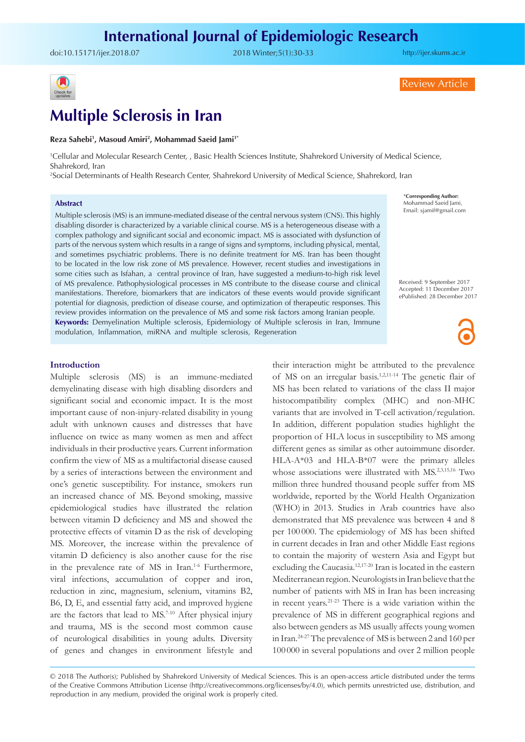Review Article

# Multiple Sclerosis in Iran

**Reza Sahebi[1], Masoud Amiri[2], Mohammad Saeid Jami[1*]**

[1]Cellular and Molecular Research Center, , Basic Health Sciences Institute, Shahrekord University of Medical Science, Shahrekord, Iran
[2]Social Determinants of Health Research Center, Shahrekord University of Medical Science, Shahrekord, Iran

*Corresponding Author: Mohammad Saeid Jami, Email: sjamif@gmail.com

Received: 9 September 2017
Accepted: 11 December 2017
ePublished: 28 December 2017

## Abstract

Multiple sclerosis (MS) is an immune-mediated disease of the central nervous system (CNS). This highly disabling disorder is characterized by a variable clinical course. MS is a heterogeneous disease with a complex pathology and significant social and economic impact. MS is associated with dysfunction of parts of the nervous system which results in a range of signs and symptoms, including physical, mental, and sometimes psychiatric problems. There is no definite treatment for MS. Iran has been thought to be located in the low risk zone of MS prevalence. However, recent studies and investigations in some cities such as Isfahan, a central province of Iran, have suggested a medium-to-high risk level of MS prevalence. Pathophysiological processes in MS contribute to the disease course and clinical manifestations. Therefore, biomarkers that are indicators of these events would provide significant potential for diagnosis, prediction of disease course, and optimization of therapeutic responses. This review provides information on the prevalence of MS and some risk factors among Iranian people.

**Keywords:** Demyelination Multiple sclerosis, Epidemiology of Multiple sclerosis in Iran, Immune modulation, Inflammation, miRNA and multiple sclerosis, Regeneration

## Introduction

Multiple sclerosis (MS) is an immune-mediated demyelinating disease with high disabling disorders and significant social and economic impact. It is the most important cause of non-injury-related disability in young adult with unknown causes and distresses that have influence on twice as many women as men and affect individuals in their productive years. Current information confirm the view of MS as a multifactorial disease caused by a series of interactions between the environment and one's genetic susceptibility. For instance, smokers run an increased chance of MS. Beyond smoking, massive epidemiological studies have illustrated the relation between vitamin D deficiency and MS and showed the protective effects of vitamin D as the risk of developing MS. Moreover, the increase within the prevalence of vitamin D deficiency is also another cause for the rise in the prevalence rate of MS in Iran.[1-6] Furthermore, viral infections, accumulation of copper and iron, reduction in zinc, magnesium, selenium, vitamins B2, B6, D, E, and essential fatty acid, and improved hygiene are the factors that lead to MS.[7-10] After physical injury and trauma, MS is the second most common cause of neurological disabilities in young adults. Diversity of genes and changes in environment lifestyle and their interaction might be attributed to the prevalence of MS on an irregular basis.[1,2,11-14] The genetic flair of MS has been related to variations of the class II major histocompatibility complex (MHC) and non-MHC variants that are involved in T-cell activation/regulation. In addition, different population studies highlight the proportion of HLA locus in susceptibility to MS among different genes as similar as other autoimmune disorder. HLA-A*03 and HLA-B*07 were the primary alleles whose associations were illustrated with MS.[2,3,15,16] Two million three hundred thousand people suffer from MS worldwide, reported by the World Health Organization (WHO) in 2013. Studies in Arab countries have also demonstrated that MS prevalence was between 4 and 8 per 100 000. The epidemiology of MS has been shifted in current decades in Iran and other Middle East regions to contain the majority of western Asia and Egypt but excluding the Caucasia.[12,17-20] Iran is located in the eastern Mediterranean region. Neurologists in Iran believe that the number of patients with MS in Iran has been increasing in recent years.[21-23] There is a wide variation within the prevalence of MS in different geographical regions and also between genders as MS usually affects young women in Iran.[24-27] The prevalence of MS is between 2 and 160 per 100 000 in several populations and over 2 million people

© 2018 The Author(s); Published by Shahrekord University of Medical Sciences. This is an open-access article distributed under the terms of the Creative Commons Attribution License (http://creativecommons.org/licenses/by/4.0), which permits unrestricted use, distribution, and reproduction in any medium, provided the original work is properly cited.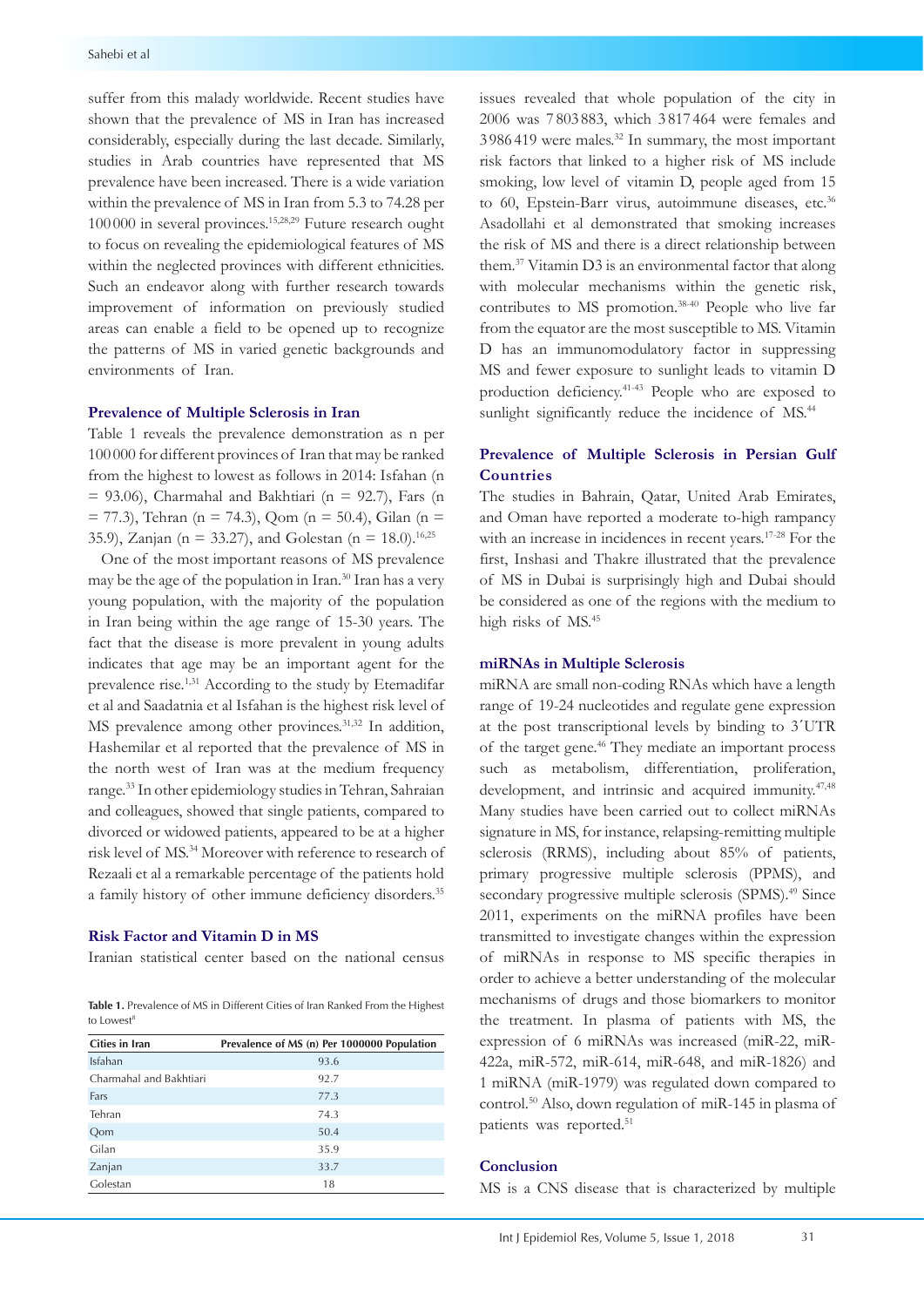suffer from this malady worldwide. Recent studies have shown that the prevalence of MS in Iran has increased considerably, especially during the last decade. Similarly, studies in Arab countries have represented that MS prevalence have been increased. There is a wide variation within the prevalence of MS in Iran from 5.3 to 74.28 per 100 000 in several provinces.[15,28,29] Future research ought to focus on revealing the epidemiological features of MS within the neglected provinces with different ethnicities. Such an endeavor along with further research towards improvement of information on previously studied areas can enable a field to be opened up to recognize the patterns of MS in varied genetic backgrounds and environments of Iran.

## Prevalence of Multiple Sclerosis in Iran

Table 1 reveals the prevalence demonstration as n per 100 000 for different provinces of Iran that may be ranked from the highest to lowest as follows in 2014: Isfahan (n = 93.06), Charmahal and Bakhtiari (n = 92.7), Fars (n = 77.3), Tehran (n = 74.3), Qom (n = 50.4), Gilan (n = 35.9), Zanjan (n = 33.27), and Golestan (n = 18.0).[16,25]

One of the most important reasons of MS prevalence may be the age of the population in Iran.[30] Iran has a very young population, with the majority of the population in Iran being within the age range of 15-30 years. The fact that the disease is more prevalent in young adults indicates that age may be an important agent for the prevalence rise.[1,31] According to the study by Etemadifar et al and Saadatnia et al Isfahan is the highest risk level of MS prevalence among other provinces.[31,32] In addition, Hashemilar et al reported that the prevalence of MS in the north west of Iran was at the medium frequency range.[33] In other epidemiology studies in Tehran, Sahraian and colleagues, showed that single patients, compared to divorced or widowed patients, appeared to be at a higher risk level of MS.[34] Moreover with reference to research of Rezaali et al a remarkable percentage of the patients hold a family history of other immune deficiency disorders.[35]

## Risk Factor and Vitamin D in MS

Iranian statistical center based on the national census issues revealed that whole population of the city in 2006 was 7 803 883, which 3 817 464 were females and 3 986 419 were males.[32] In summary, the most important risk factors that linked to a higher risk of MS include smoking, low level of vitamin D, people aged from 15 to 60, Epstein-Barr virus, autoimmune diseases, etc.[36] Asadollahi et al demonstrated that smoking increases the risk of MS and there is a direct relationship between them.[37] Vitamin D3 is an environmental factor that along with molecular mechanisms within the genetic risk, contributes to MS promotion.[38-40] People who live far from the equator are the most susceptible to MS. Vitamin D has an immunomodulatory factor in suppressing MS and fewer exposure to sunlight leads to vitamin D production deficiency.[41-43] People who are exposed to sunlight significantly reduce the incidence of MS.[44]

**Table 1.** Prevalence of MS in Different Cities of Iran Ranked From the Highest to Lowest[8]

| Cities in Iran | Prevalence of MS (n) Per 1000000 Population |
|---|---|
| Isfahan | 93.6 |
| Charmahal and Bakhtiari | 92.7 |
| Fars | 77.3 |
| Tehran | 74.3 |
| Qom | 50.4 |
| Gilan | 35.9 |
| Zanjan | 33.7 |
| Golestan | 18 |

## Prevalence of Multiple Sclerosis in Persian Gulf Countries

The studies in Bahrain, Qatar, United Arab Emirates, and Oman have reported a moderate to-high rampancy with an increase in incidences in recent years.[17-28] For the first, Inshasi and Thakre illustrated that the prevalence of MS in Dubai is surprisingly high and Dubai should be considered as one of the regions with the medium to high risks of MS.[45]

## miRNAs in Multiple Sclerosis

miRNA are small non-coding RNAs which have a length range of 19-24 nucleotides and regulate gene expression at the post transcriptional levels by binding to 3´UTR of the target gene.[46] They mediate an important process such as metabolism, differentiation, proliferation, development, and intrinsic and acquired immunity.[47,48] Many studies have been carried out to collect miRNAs signature in MS, for instance, relapsing-remitting multiple sclerosis (RRMS), including about 85% of patients, primary progressive multiple sclerosis (PPMS), and secondary progressive multiple sclerosis (SPMS).[49] Since 2011, experiments on the miRNA profiles have been transmitted to investigate changes within the expression of miRNAs in response to MS specific therapies in order to achieve a better understanding of the molecular mechanisms of drugs and those biomarkers to monitor the treatment. In plasma of patients with MS, the expression of 6 miRNAs was increased (miR-22, miR-422a, miR-572, miR-614, miR-648, and miR-1826) and 1 miRNA (miR-1979) was regulated down compared to control.[50] Also, down regulation of miR-145 in plasma of patients was reported.[51]

## Conclusion

MS is a CNS disease that is characterized by multiple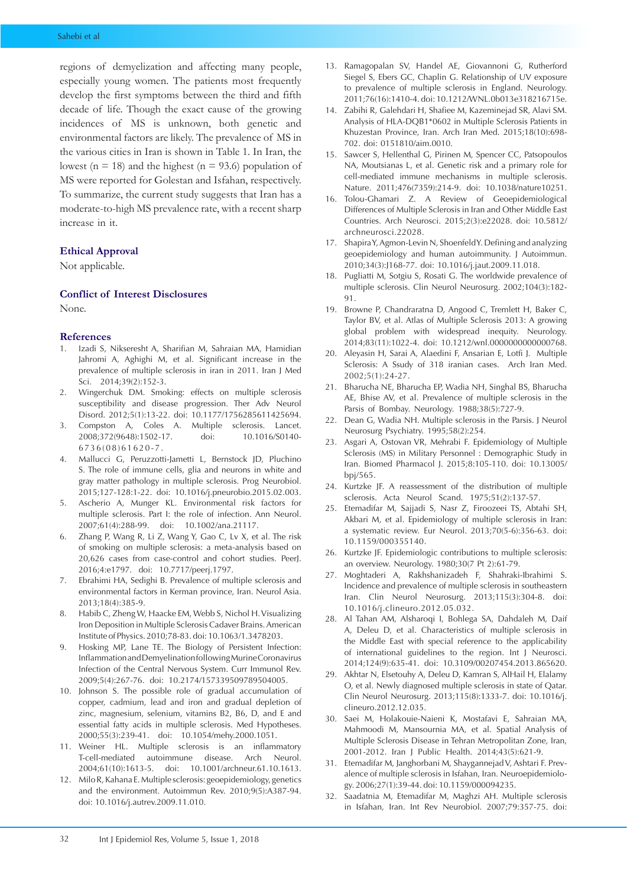regions of demyelization and affecting many people, especially young women. The patients most frequently develop the first symptoms between the third and fifth decade of life. Though the exact cause of the growing incidences of MS is unknown, both genetic and environmental factors are likely. The prevalence of MS in the various cities in Iran is shown in Table 1. In Iran, the lowest (n = 18) and the highest (n = 93.6) population of MS were reported for Golestan and Isfahan, respectively. To summarize, the current study suggests that Iran has a moderate-to-high MS prevalence rate, with a recent sharp increase in it.

## Ethical Approval

Not applicable.

## Conflict of Interest Disclosures

None.

## References

1. Izadi S, Nikseresht A, Sharifian M, Sahraian MA, Hamidian Jahromi A, Aghighi M, et al. Significant increase in the prevalence of multiple sclerosis in iran in 2011. Iran J Med Sci. 2014;39(2):152-3.
2. Wingerchuk DM. Smoking: effects on multiple sclerosis susceptibility and disease progression. Ther Adv Neurol Disord. 2012;5(1):13-22. doi: 10.1177/1756285611425694.
3. Compston A, Coles A. Multiple sclerosis. Lancet. 2008;372(9648):1502-17. doi: 10.1016/S0140-6736(08)61620-7.
4. Mallucci G, Peruzzotti-Jametti L, Bernstock JD, Pluchino S. The role of immune cells, glia and neurons in white and gray matter pathology in multiple sclerosis. Prog Neurobiol. 2015;127-128:1-22. doi: 10.1016/j.pneurobio.2015.02.003.
5. Ascherio A, Munger KL. Environmental risk factors for multiple sclerosis. Part I: the role of infection. Ann Neurol. 2007;61(4):288-99. doi: 10.1002/ana.21117.
6. Zhang P, Wang R, Li Z, Wang Y, Gao C, Lv X, et al. The risk of smoking on multiple sclerosis: a meta-analysis based on 20,626 cases from case-control and cohort studies. PeerJ. 2016;4:e1797. doi: 10.7717/peerj.1797.
7. Ebrahimi HA, Sedighi B. Prevalence of multiple sclerosis and environmental factors in Kerman province, Iran. Neurol Asia. 2013;18(4):385-9.
8. Habib C, Zheng W, Haacke EM, Webb S, Nichol H. Visualizing Iron Deposition in Multiple Sclerosis Cadaver Brains. American Institute of Physics. 2010;78-83. doi: 10.1063/1.3478203.
9. Hosking MP, Lane TE. The Biology of Persistent Infection: Inflammation and Demyelination following Murine Coronavirus Infection of the Central Nervous System. Curr Immunol Rev. 2009;5(4):267-76. doi: 10.2174/157339509789504005.
10. Johnson S. The possible role of gradual accumulation of copper, cadmium, lead and iron and gradual depletion of zinc, magnesium, selenium, vitamins B2, B6, D, and E and essential fatty acids in multiple sclerosis. Med Hypotheses. 2000;55(3):239-41. doi: 10.1054/mehy.2000.1051.
11. Weiner HL. Multiple sclerosis is an inflammatory T-cell-mediated autoimmune disease. Arch Neurol. 2004;61(10):1613-5. doi: 10.1001/archneur.61.10.1613.
12. Milo R, Kahana E. Multiple sclerosis: geoepidemiology, genetics and the environment. Autoimmun Rev. 2010;9(5):A387-94. doi: 10.1016/j.autrev.2009.11.010.
13. Ramagopalan SV, Handel AE, Giovannoni G, Rutherford Siegel S, Ebers GC, Chaplin G. Relationship of UV exposure to prevalence of multiple sclerosis in England. Neurology. 2011;76(16):1410-4. doi: 10.1212/WNL.0b013e318216715e.
14. Zabihi R, Galehdari H, Shafiee M, Kazeminejad SR, Alavi SM. Analysis of HLA-DQB1*0602 in Multiple Sclerosis Patients in Khuzestan Province, Iran. Arch Iran Med. 2015;18(10):698-702. doi: 0151810/aim.0010.
15. Sawcer S, Hellenthal G, Pirinen M, Spencer CC, Patsopoulos NA, Moutsianas L, et al. Genetic risk and a primary role for cell-mediated immune mechanisms in multiple sclerosis. Nature. 2011;476(7359):214-9. doi: 10.1038/nature10251.
16. Tolou-Ghamari Z. A Review of Geoepidemiological Differences of Multiple Sclerosis in Iran and Other Middle East Countries. Arch Neurosci. 2015;2(3):e22028. doi: 10.5812/archneurosci.22028.
17. Shapira Y, Agmon-Levin N, Shoenfeld Y. Defining and analyzing geoepidemiology and human autoimmunity. J Autoimmun. 2010;34(3):J168-77. doi: 10.1016/j.jaut.2009.11.018.
18. Pugliatti M, Sotgiu S, Rosati G. The worldwide prevalence of multiple sclerosis. Clin Neurol Neurosurg. 2002;104(3):182-91.
19. Browne P, Chandraratna D, Angood C, Tremlett H, Baker C, Taylor BV, et al. Atlas of Multiple Sclerosis 2013: A growing global problem with widespread inequity. Neurology. 2014;83(11):1022-4. doi: 10.1212/wnl.0000000000000768.
20. Aleyasin H, Sarai A, Alaedini F, Ansarian E, Lotfi J. Multiple Sclerosis: A Ssudy of 318 iranian cases. Arch Iran Med. 2002;5(1):24-27.
21. Bharucha NE, Bharucha EP, Wadia NH, Singhal BS, Bharucha AE, Bhise AV, et al. Prevalence of multiple sclerosis in the Parsis of Bombay. Neurology. 1988;38(5):727-9.
22. Dean G, Wadia NH. Multiple sclerosis in the Parsis. J Neurol Neurosurg Psychiatry. 1995;58(2):254.
23. Asgari A, Ostovan VR, Mehrabi F. Epidemiology of Multiple Sclerosis (MS) in Military Personnel : Demographic Study in Iran. Biomed Pharmacol J. 2015;8:105-110. doi: 10.13005/bpj/565.
24. Kurtzke JF. A reassessment of the distribution of multiple sclerosis. Acta Neurol Scand. 1975;51(2):137-57.
25. Etemadifar M, Sajjadi S, Nasr Z, Firoozeei TS, Abtahi SH, Akbari M, et al. Epidemiology of multiple sclerosis in Iran: a systematic review. Eur Neurol. 2013;70(5-6):356-63. doi: 10.1159/000355140.
26. Kurtzke JF. Epidemiologic contributions to multiple sclerosis: an overview. Neurology. 1980;30(7 Pt 2):61-79.
27. Moghtaderi A, Rakhshanizadeh F, Shahraki-Ibrahimi S. Incidence and prevalence of multiple sclerosis in southeastern Iran. Clin Neurol Neurosurg. 2013;115(3):304-8. doi: 10.1016/j.clineuro.2012.05.032.
28. Al Tahan AM, Alsharoqi I, Bohlega SA, Dahdaleh M, Daif A, Deleu D, et al. Characteristics of multiple sclerosis in the Middle East with special reference to the applicability of international guidelines to the region. Int J Neurosci. 2014;124(9):635-41. doi: 10.3109/00207454.2013.865620.
29. Akhtar N, Elsetouhy A, Deleu D, Kamran S, AlHail H, Elalamy O, et al. Newly diagnosed multiple sclerosis in state of Qatar. Clin Neurol Neurosurg. 2013;115(8):1333-7. doi: 10.1016/j.clineuro.2012.12.035.
30. Saei M, Holakouie-Naieni K, Mostafavi E, Sahraian MA, Mahmoodi M, Mansournia MA, et al. Spatial Analysis of Multiple Sclerosis Disease in Tehran Metropolitan Zone, Iran, 2001-2012. Iran J Public Health. 2014;43(5):621-9.
31. Etemadifar M, Janghorbani M, Shaygannejad V, Ashtari F. Prevalence of multiple sclerosis in Isfahan, Iran. Neuroepidemiology. 2006;27(1):39-44. doi: 10.1159/000094235.
32. Saadatnia M, Etemadifar M, Maghzi AH. Multiple sclerosis in Isfahan, Iran. Int Rev Neurobiol. 2007;79:357-75. doi: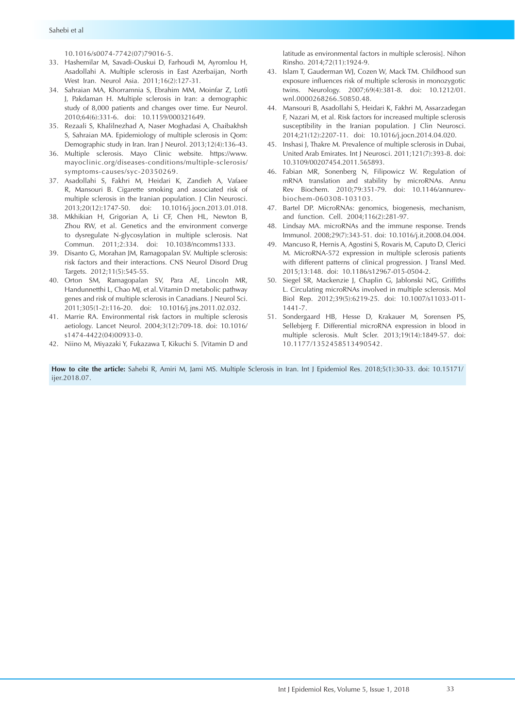10.1016/s0074-7742(07)79016-5.

33. Hashemilar M, Savadi-Ouskui D, Farhoudi M, Ayromlou H, Asadollahi A. Multiple sclerosis in East Azerbaijan, North West Iran. Neurol Asia. 2011;16(2):127-31.
34. Sahraian MA, Khorramnia S, Ebrahim MM, Moinfar Z, Lotfi J, Pakdaman H. Multiple sclerosis in Iran: a demographic study of 8,000 patients and changes over time. Eur Neurol. 2010;64(6):331-6. doi: 10.1159/000321649.
35. Rezaali S, Khalilnezhad A, Naser Moghadasi A, Chaibakhsh S, Sahraian MA. Epidemiology of multiple sclerosis in Qom: Demographic study in Iran. Iran J Neurol. 2013;12(4):136-43.
36. Multiple sclerosis. Mayo Clinic website. https://www.mayoclinic.org/diseases-conditions/multiple-sclerosis/symptoms-causes/syc-20350269.
37. Asadollahi S, Fakhri M, Heidari K, Zandieh A, Vafaee R, Mansouri B. Cigarette smoking and associated risk of multiple sclerosis in the Iranian population. J Clin Neurosci. 2013;20(12):1747-50. doi: 10.1016/j.jocn.2013.01.018.
38. Mkhikian H, Grigorian A, Li CF, Chen HL, Newton B, Zhou RW, et al. Genetics and the environment converge to dysregulate N-glycosylation in multiple sclerosis. Nat Commun. 2011;2:334. doi: 10.1038/ncomms1333.
39. Disanto G, Morahan JM, Ramagopalan SV. Multiple sclerosis: risk factors and their interactions. CNS Neurol Disord Drug Targets. 2012;11(5):545-55.
40. Orton SM, Ramagopalan SV, Para AE, Lincoln MR, Handunnetthi L, Chao MJ, et al. Vitamin D metabolic pathway genes and risk of multiple sclerosis in Canadians. J Neurol Sci. 2011;305(1-2):116-20. doi: 10.1016/j.jns.2011.02.032.
41. Marrie RA. Environmental risk factors in multiple sclerosis aetiology. Lancet Neurol. 2004;3(12):709-18. doi: 10.1016/s1474-4422(04)00933-0.
42. Niino M, Miyazaki Y, Fukazawa T, Kikuchi S. [Vitamin D and latitude as environmental factors in multiple sclerosis]. Nihon Rinsho. 2014;72(11):1924-9.
43. Islam T, Gauderman WJ, Cozen W, Mack TM. Childhood sun exposure influences risk of multiple sclerosis in monozygotic twins. Neurology. 2007;69(4):381-8. doi: 10.1212/01.wnl.0000268266.50850.48.
44. Mansouri B, Asadollahi S, Heidari K, Fakhri M, Assarzadegan F, Nazari M, et al. Risk factors for increased multiple sclerosis susceptibility in the Iranian population. J Clin Neurosci. 2014;21(12):2207-11. doi: 10.1016/j.jocn.2014.04.020.
45. Inshasi J, Thakre M. Prevalence of multiple sclerosis in Dubai, United Arab Emirates. Int J Neurosci. 2011;121(7):393-8. doi: 10.3109/00207454.2011.565893.
46. Fabian MR, Sonenberg N, Filipowicz W. Regulation of mRNA translation and stability by microRNAs. Annu Rev Biochem. 2010;79:351-79. doi: 10.1146/annurev-biochem-060308-103103.
47. Bartel DP. MicroRNAs: genomics, biogenesis, mechanism, and function. Cell. 2004;116(2):281-97.
48. Lindsay MA. microRNAs and the immune response. Trends Immunol. 2008;29(7):343-51. doi: 10.1016/j.it.2008.04.004.
49. Mancuso R, Hernis A, Agostini S, Rovaris M, Caputo D, Clerici M. MicroRNA-572 expression in multiple sclerosis patients with different patterns of clinical progression. J Transl Med. 2015;13:148. doi: 10.1186/s12967-015-0504-2.
50. Siegel SR, Mackenzie J, Chaplin G, Jablonski NG, Griffiths L. Circulating microRNAs involved in multiple sclerosis. Mol Biol Rep. 2012;39(5):6219-25. doi: 10.1007/s11033-011-1441-7.
51. Sondergaard HB, Hesse D, Krakauer M, Sorensen PS, Sellebjerg F. Differential microRNA expression in blood in multiple sclerosis. Mult Scler. 2013;19(14):1849-57. doi: 10.1177/1352458513490542.

**How to cite the article:** Sahebi R, Amiri M, Jami MS. Multiple Sclerosis in Iran. Int J Epidemiol Res. 2018;5(1):30-33. doi: 10.15171/ijer.2018.07.